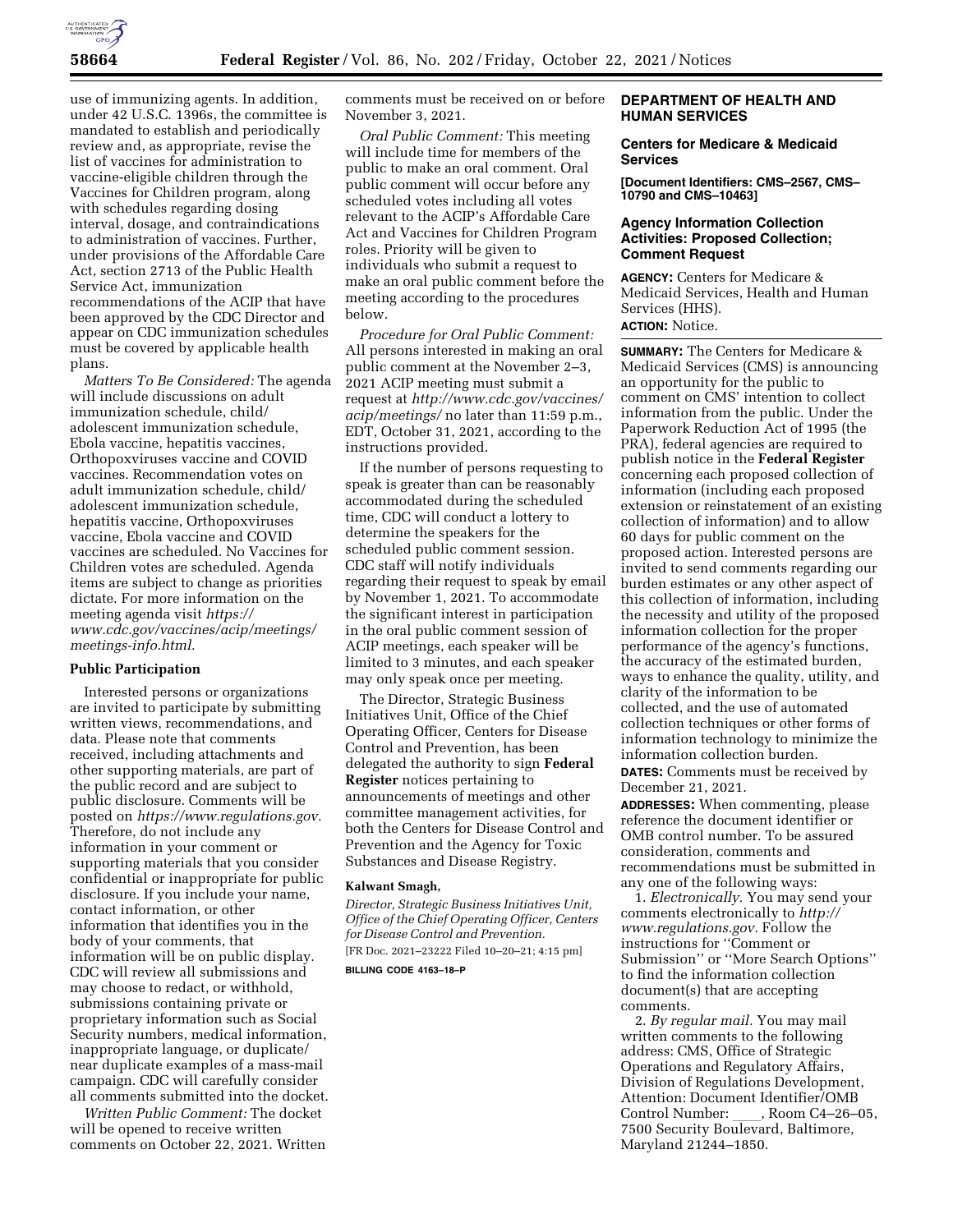use of immunizing agents. In addition, under 42 U.S.C. 1396s, the committee is mandated to establish and periodically review and, as appropriate, revise the list of vaccines for administration to vaccine-eligible children through the Vaccines for Children program, along with schedules regarding dosing interval, dosage, and contraindications to administration of vaccines. Further, under provisions of the Affordable Care Act, section 2713 of the Public Health Service Act, immunization recommendations of the ACIP that have been approved by the CDC Director and appear on CDC immunization schedules must be covered by applicable health plans.

*Matters To Be Considered:* The agenda will include discussions on adult immunization schedule, child/adolescent immunization schedule, Ebola vaccine, hepatitis vaccines, Orthopoxviruses vaccine and COVID vaccines. Recommendation votes on adult immunization schedule, child/adolescent immunization schedule, hepatitis vaccine, Orthopoxviruses vaccine, Ebola vaccine and COVID vaccines are scheduled. No Vaccines for Children votes are scheduled. Agenda items are subject to change as priorities dictate. For more information on the meeting agenda visit *https://www.cdc.gov/vaccines/acip/meetings/meetings-info.html.*

## Public Participation

Interested persons or organizations are invited to participate by submitting written views, recommendations, and data. Please note that comments received, including attachments and other supporting materials, are part of the public record and are subject to public disclosure. Comments will be posted on *https://www.regulations.gov.* Therefore, do not include any information in your comment or supporting materials that you consider confidential or inappropriate for public disclosure. If you include your name, contact information, or other information that identifies you in the body of your comments, that information will be on public display. CDC will review all submissions and may choose to redact, or withhold, submissions containing private or proprietary information such as Social Security numbers, medical information, inappropriate language, or duplicate/near duplicate examples of a mass-mail campaign. CDC will carefully consider all comments submitted into the docket.

*Written Public Comment:* The docket will be opened to receive written comments on October 22, 2021. Written comments must be received on or before November 3, 2021.

*Oral Public Comment:* This meeting will include time for members of the public to make an oral comment. Oral public comment will occur before any scheduled votes including all votes relevant to the ACIP's Affordable Care Act and Vaccines for Children Program roles. Priority will be given to individuals who submit a request to make an oral public comment before the meeting according to the procedures below.

*Procedure for Oral Public Comment:* All persons interested in making an oral public comment at the November 2–3, 2021 ACIP meeting must submit a request at *http://www.cdc.gov/vaccines/acip/meetings/* no later than 11:59 p.m., EDT, October 31, 2021, according to the instructions provided.

If the number of persons requesting to speak is greater than can be reasonably accommodated during the scheduled time, CDC will conduct a lottery to determine the speakers for the scheduled public comment session. CDC staff will notify individuals regarding their request to speak by email by November 1, 2021. To accommodate the significant interest in participation in the oral public comment session of ACIP meetings, each speaker will be limited to 3 minutes, and each speaker may only speak once per meeting.

The Director, Strategic Business Initiatives Unit, Office of the Chief Operating Officer, Centers for Disease Control and Prevention, has been delegated the authority to sign **Federal Register** notices pertaining to announcements of meetings and other committee management activities, for both the Centers for Disease Control and Prevention and the Agency for Toxic Substances and Disease Registry.

**Kalwant Smagh,**

*Director, Strategic Business Initiatives Unit, Office of the Chief Operating Officer, Centers for Disease Control and Prevention.*

[FR Doc. 2021–23222 Filed 10–20–21; 4:15 pm]

**BILLING CODE 4163–18–P**

# DEPARTMENT OF HEALTH AND HUMAN SERVICES

## Centers for Medicare & Medicaid Services

**[Document Identifiers: CMS–2567, CMS–10790 and CMS–10463]**

## Agency Information Collection Activities: Proposed Collection; Comment Request

**AGENCY:** Centers for Medicare & Medicaid Services, Health and Human Services (HHS).

**ACTION:** Notice.

**SUMMARY:** The Centers for Medicare & Medicaid Services (CMS) is announcing an opportunity for the public to comment on CMS' intention to collect information from the public. Under the Paperwork Reduction Act of 1995 (the PRA), federal agencies are required to publish notice in the **Federal Register** concerning each proposed collection of information (including each proposed extension or reinstatement of an existing collection of information) and to allow 60 days for public comment on the proposed action. Interested persons are invited to send comments regarding our burden estimates or any other aspect of this collection of information, including the necessity and utility of the proposed information collection for the proper performance of the agency's functions, the accuracy of the estimated burden, ways to enhance the quality, utility, and clarity of the information to be collected, and the use of automated collection techniques or other forms of information technology to minimize the information collection burden.

**DATES:** Comments must be received by December 21, 2021.

**ADDRESSES:** When commenting, please reference the document identifier or OMB control number. To be assured consideration, comments and recommendations must be submitted in any one of the following ways:

1. *Electronically.* You may send your comments electronically to *http://www.regulations.gov.* Follow the instructions for ''Comment or Submission'' or ''More Search Options'' to find the information collection document(s) that are accepting comments.

2. *By regular mail.* You may mail written comments to the following address: CMS, Office of Strategic Operations and Regulatory Affairs, Division of Regulations Development, Attention: Document Identifier/OMB Control Number: ____, Room C4–26–05, 7500 Security Boulevard, Baltimore, Maryland 21244–1850.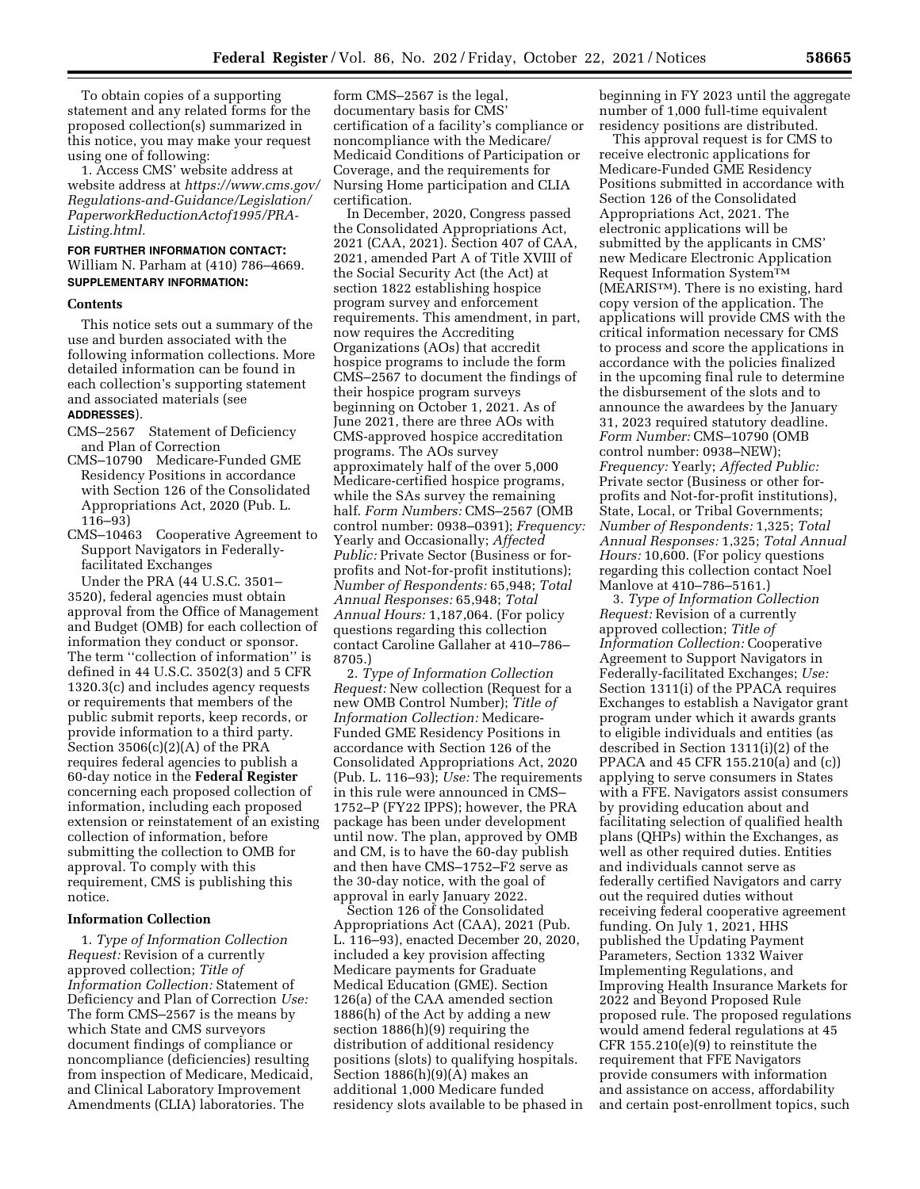To obtain copies of a supporting statement and any related forms for the proposed collection(s) summarized in this notice, you may make your request using one of following:

1. Access CMS' website address at website address at *https://www.cms.gov/Regulations-and-Guidance/Legislation/PaperworkReductionActof1995/PRA-Listing.html.*

**FOR FURTHER INFORMATION CONTACT:** William N. Parham at (410) 786–4669.

**SUPPLEMENTARY INFORMATION:**

## Contents

This notice sets out a summary of the use and burden associated with the following information collections. More detailed information can be found in each collection's supporting statement and associated materials (see **ADDRESSES**).

CMS–2567 Statement of Deficiency and Plan of Correction
CMS–10790 Medicare-Funded GME Residency Positions in accordance with Section 126 of the Consolidated Appropriations Act, 2020 (Pub. L. 116–93)
CMS–10463 Cooperative Agreement to Support Navigators in Federally-facilitated Exchanges

Under the PRA (44 U.S.C. 3501–3520), federal agencies must obtain approval from the Office of Management and Budget (OMB) for each collection of information they conduct or sponsor. The term ''collection of information'' is defined in 44 U.S.C. 3502(3) and 5 CFR 1320.3(c) and includes agency requests or requirements that members of the public submit reports, keep records, or provide information to a third party. Section 3506(c)(2)(A) of the PRA requires federal agencies to publish a 60-day notice in the **Federal Register** concerning each proposed collection of information, including each proposed extension or reinstatement of an existing collection of information, before submitting the collection to OMB for approval. To comply with this requirement, CMS is publishing this notice.

## Information Collection

1. *Type of Information Collection Request:* Revision of a currently approved collection; *Title of Information Collection:* Statement of Deficiency and Plan of Correction *Use:* The form CMS–2567 is the means by which State and CMS surveyors document findings of compliance or noncompliance (deficiencies) resulting from inspection of Medicare, Medicaid, and Clinical Laboratory Improvement Amendments (CLIA) laboratories. The form CMS–2567 is the legal, documentary basis for CMS' certification of a facility's compliance or noncompliance with the Medicare/Medicaid Conditions of Participation or Coverage, and the requirements for Nursing Home participation and CLIA certification.

In December, 2020, Congress passed the Consolidated Appropriations Act, 2021 (CAA, 2021). Section 407 of CAA, 2021, amended Part A of Title XVIII of the Social Security Act (the Act) at section 1822 establishing hospice program survey and enforcement requirements. This amendment, in part, now requires the Accrediting Organizations (AOs) that accredit hospice programs to include the form CMS–2567 to document the findings of their hospice program surveys beginning on October 1, 2021. As of June 2021, there are three AOs with CMS-approved hospice accreditation programs. The AOs survey approximately half of the over 5,000 Medicare-certified hospice programs, while the SAs survey the remaining half. *Form Numbers:* CMS–2567 (OMB control number: 0938–0391); *Frequency:* Yearly and Occasionally; *Affected Public:* Private Sector (Business or for-profits and Not-for-profit institutions); *Number of Respondents:* 65,948; *Total Annual Responses:* 65,948; *Total Annual Hours:* 1,187,064. (For policy questions regarding this collection contact Caroline Gallaher at 410–786–8705.)

2. *Type of Information Collection Request:* New collection (Request for a new OMB Control Number); *Title of Information Collection:* Medicare-Funded GME Residency Positions in accordance with Section 126 of the Consolidated Appropriations Act, 2020 (Pub. L. 116–93); *Use:* The requirements in this rule were announced in CMS–1752–P (FY22 IPPS); however, the PRA package has been under development until now. The plan, approved by OMB and CM, is to have the 60-day publish and then have CMS–1752–F2 serve as the 30-day notice, with the goal of approval in early January 2022.

Section 126 of the Consolidated Appropriations Act (CAA), 2021 (Pub. L. 116–93), enacted December 20, 2020, included a key provision affecting Medicare payments for Graduate Medical Education (GME). Section 126(a) of the CAA amended section 1886(h) of the Act by adding a new section 1886(h)(9) requiring the distribution of additional residency positions (slots) to qualifying hospitals. Section 1886(h)(9)(A) makes an additional 1,000 Medicare funded residency slots available to be phased in beginning in FY 2023 until the aggregate number of 1,000 full-time equivalent residency positions are distributed.

This approval request is for CMS to receive electronic applications for Medicare-Funded GME Residency Positions submitted in accordance with Section 126 of the Consolidated Appropriations Act, 2021. The electronic applications will be submitted by the applicants in CMS' new Medicare Electronic Application Request Information System™ (MEARIS™). There is no existing, hard copy version of the application. The applications will provide CMS with the critical information necessary for CMS to process and score the applications in accordance with the policies finalized in the upcoming final rule to determine the disbursement of the slots and to announce the awardees by the January 31, 2023 required statutory deadline. *Form Number:* CMS–10790 (OMB control number: 0938–NEW); *Frequency:* Yearly; *Affected Public:* Private sector (Business or other for-profits and Not-for-profit institutions), State, Local, or Tribal Governments; *Number of Respondents:* 1,325; *Total Annual Responses:* 1,325; *Total Annual Hours:* 10,600. (For policy questions regarding this collection contact Noel Manlove at 410–786–5161.)

3. *Type of Information Collection Request:* Revision of a currently approved collection; *Title of Information Collection:* Cooperative Agreement to Support Navigators in Federally-facilitated Exchanges; *Use:* Section 1311(i) of the PPACA requires Exchanges to establish a Navigator grant program under which it awards grants to eligible individuals and entities (as described in Section 1311(i)(2) of the PPACA and 45 CFR 155.210(a) and (c)) applying to serve consumers in States with a FFE. Navigators assist consumers by providing education about and facilitating selection of qualified health plans (QHPs) within the Exchanges, as well as other required duties. Entities and individuals cannot serve as federally certified Navigators and carry out the required duties without receiving federal cooperative agreement funding. On July 1, 2021, HHS published the Updating Payment Parameters, Section 1332 Waiver Implementing Regulations, and Improving Health Insurance Markets for 2022 and Beyond Proposed Rule proposed rule. The proposed regulations would amend federal regulations at 45 CFR 155.210(e)(9) to reinstitute the requirement that FFE Navigators provide consumers with information and assistance on access, affordability and certain post-enrollment topics, such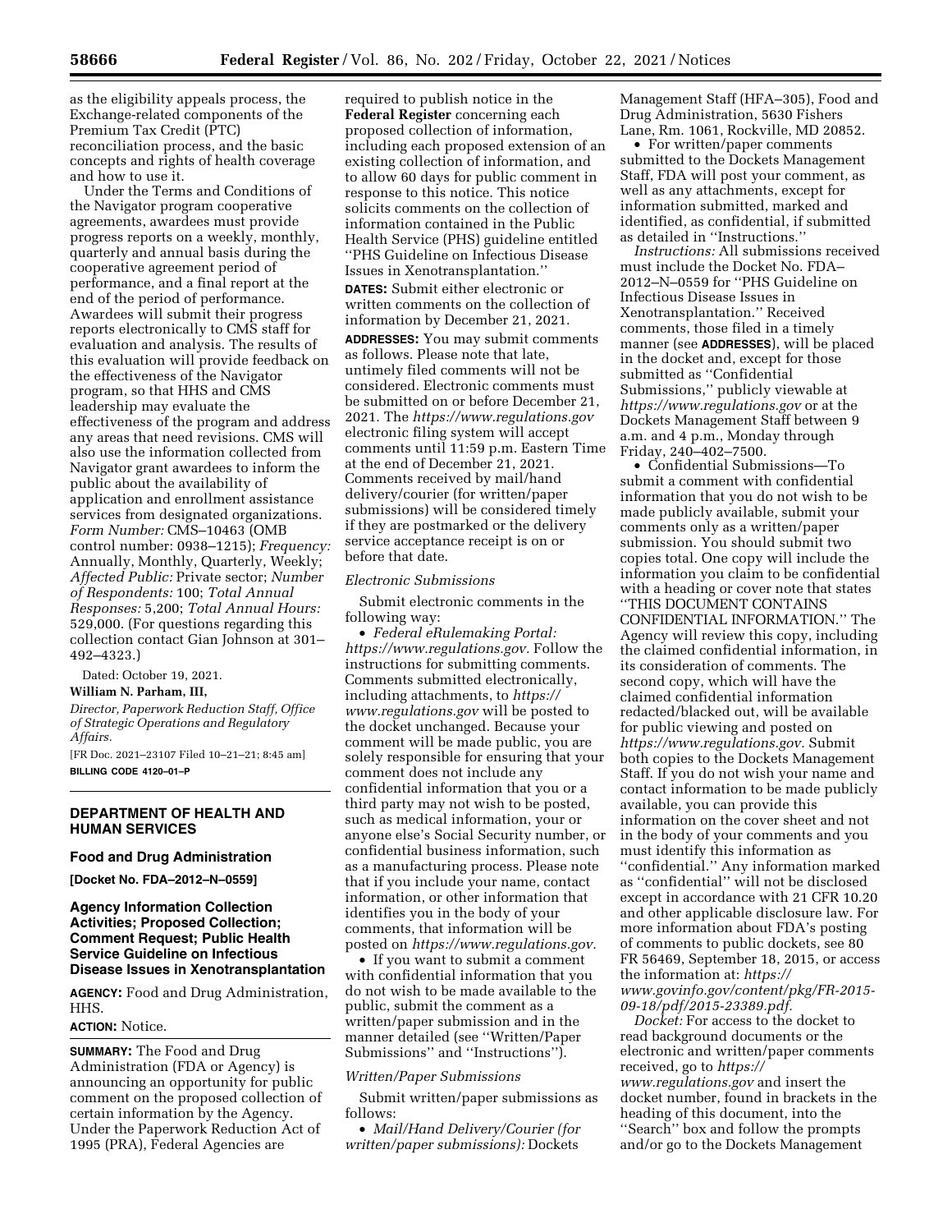as the eligibility appeals process, the Exchange-related components of the Premium Tax Credit (PTC) reconciliation process, and the basic concepts and rights of health coverage and how to use it.

Under the Terms and Conditions of the Navigator program cooperative agreements, awardees must provide progress reports on a weekly, monthly, quarterly and annual basis during the cooperative agreement period of performance, and a final report at the end of the period of performance. Awardees will submit their progress reports electronically to CMS staff for evaluation and analysis. The results of this evaluation will provide feedback on the effectiveness of the Navigator program, so that HHS and CMS leadership may evaluate the effectiveness of the program and address any areas that need revisions. CMS will also use the information collected from Navigator grant awardees to inform the public about the availability of application and enrollment assistance services from designated organizations. *Form Number:* CMS–10463 (OMB control number: 0938–1215); *Frequency:* Annually, Monthly, Quarterly, Weekly; *Affected Public:* Private sector; *Number of Respondents:* 100; *Total Annual Responses:* 5,200; *Total Annual Hours:* 529,000. (For questions regarding this collection contact Gian Johnson at 301–492–4323.)

Dated: October 19, 2021.

**William N. Parham, III,**

*Director, Paperwork Reduction Staff, Office of Strategic Operations and Regulatory Affairs.*

[FR Doc. 2021–23107 Filed 10–21–21; 8:45 am]

**BILLING CODE 4120–01–P**

---

## DEPARTMENT OF HEALTH AND HUMAN SERVICES

### Food and Drug Administration

**[Docket No. FDA–2012–N–0559]**

### Agency Information Collection Activities; Proposed Collection; Comment Request; Public Health Service Guideline on Infectious Disease Issues in Xenotransplantation

**AGENCY:** Food and Drug Administration, HHS.

**ACTION:** Notice.

**SUMMARY:** The Food and Drug Administration (FDA or Agency) is announcing an opportunity for public comment on the proposed collection of certain information by the Agency. Under the Paperwork Reduction Act of 1995 (PRA), Federal Agencies are required to publish notice in the **Federal Register** concerning each proposed collection of information, including each proposed extension of an existing collection of information, and to allow 60 days for public comment in response to this notice. This notice solicits comments on the collection of information contained in the Public Health Service (PHS) guideline entitled ''PHS Guideline on Infectious Disease Issues in Xenotransplantation.''

**DATES:** Submit either electronic or written comments on the collection of information by December 21, 2021.

**ADDRESSES:** You may submit comments as follows. Please note that late, untimely filed comments will not be considered. Electronic comments must be submitted on or before December 21, 2021. The *https://www.regulations.gov* electronic filing system will accept comments until 11:59 p.m. Eastern Time at the end of December 21, 2021. Comments received by mail/hand delivery/courier (for written/paper submissions) will be considered timely if they are postmarked or the delivery service acceptance receipt is on or before that date.

*Electronic Submissions*

Submit electronic comments in the following way:

- *Federal eRulemaking Portal: https://www.regulations.gov.* Follow the instructions for submitting comments. Comments submitted electronically, including attachments, to *https://www.regulations.gov* will be posted to the docket unchanged. Because your comment will be made public, you are solely responsible for ensuring that your comment does not include any confidential information that you or a third party may not wish to be posted, such as medical information, your or anyone else's Social Security number, or confidential business information, such as a manufacturing process. Please note that if you include your name, contact information, or other information that identifies you in the body of your comments, that information will be posted on *https://www.regulations.gov.*
- If you want to submit a comment with confidential information that you do not wish to be made available to the public, submit the comment as a written/paper submission and in the manner detailed (see ''Written/Paper Submissions'' and ''Instructions'').

*Written/Paper Submissions*

Submit written/paper submissions as follows:

- *Mail/Hand Delivery/Courier (for written/paper submissions):* Dockets Management Staff (HFA–305), Food and Drug Administration, 5630 Fishers Lane, Rm. 1061, Rockville, MD 20852.
- For written/paper comments submitted to the Dockets Management Staff, FDA will post your comment, as well as any attachments, except for information submitted, marked and identified, as confidential, if submitted as detailed in ''Instructions.''

*Instructions:* All submissions received must include the Docket No. FDA–2012–N–0559 for ''PHS Guideline on Infectious Disease Issues in Xenotransplantation.'' Received comments, those filed in a timely manner (see **ADDRESSES**), will be placed in the docket and, except for those submitted as ''Confidential Submissions,'' publicly viewable at *https://www.regulations.gov* or at the Dockets Management Staff between 9 a.m. and 4 p.m., Monday through Friday, 240–402–7500.

- Confidential Submissions—To submit a comment with confidential information that you do not wish to be made publicly available, submit your comments only as a written/paper submission. You should submit two copies total. One copy will include the information you claim to be confidential with a heading or cover note that states ''THIS DOCUMENT CONTAINS CONFIDENTIAL INFORMATION.'' The Agency will review this copy, including the claimed confidential information, in its consideration of comments. The second copy, which will have the claimed confidential information redacted/blacked out, will be available for public viewing and posted on *https://www.regulations.gov.* Submit both copies to the Dockets Management Staff. If you do not wish your name and contact information to be made publicly available, you can provide this information on the cover sheet and not in the body of your comments and you must identify this information as ''confidential.'' Any information marked as ''confidential'' will not be disclosed except in accordance with 21 CFR 10.20 and other applicable disclosure law. For more information about FDA's posting of comments to public dockets, see 80 FR 56469, September 18, 2015, or access the information at: *https://www.govinfo.gov/content/pkg/FR-2015-09-18/pdf/2015-23389.pdf.*

*Docket:* For access to the docket to read background documents or the electronic and written/paper comments received, go to *https://www.regulations.gov* and insert the docket number, found in brackets in the heading of this document, into the ''Search'' box and follow the prompts and/or go to the Dockets Management